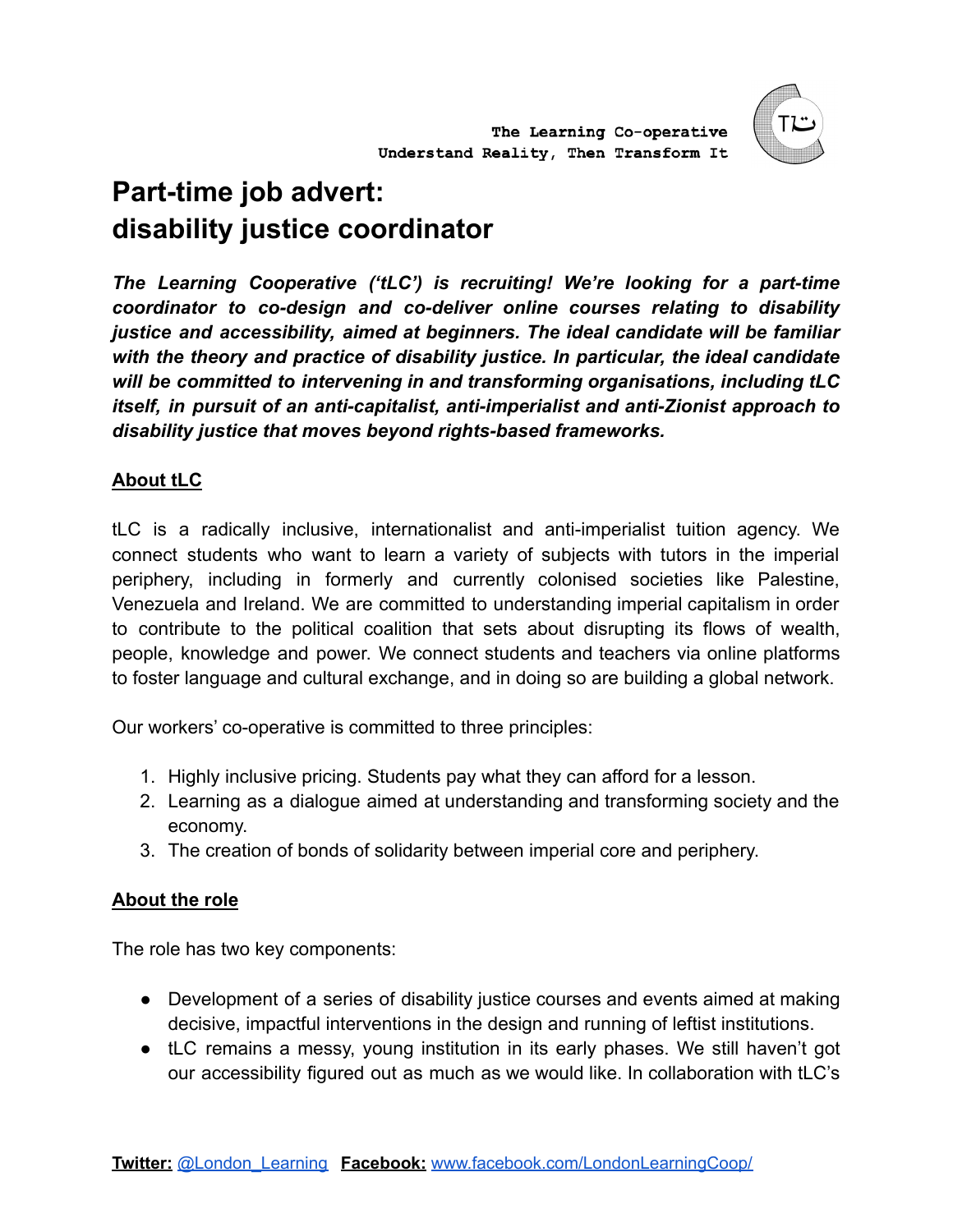The Learning Co-operative
Understand Reality, Then Transform It

# Part-time job advert: disability justice coordinator

***The Learning Cooperative ('tLC') is recruiting! We're looking for a part-time coordinator to co-design and co-deliver online courses relating to disability justice and accessibility, aimed at beginners. The ideal candidate will be familiar with the theory and practice of disability justice. In particular, the ideal candidate will be committed to intervening in and transforming organisations, including tLC itself, in pursuit of an anti-capitalist, anti-imperialist and anti-Zionist approach to disability justice that moves beyond rights-based frameworks.***

## About tLC

tLC is a radically inclusive, internationalist and anti-imperialist tuition agency. We connect students who want to learn a variety of subjects with tutors in the imperial periphery, including in formerly and currently colonised societies like Palestine, Venezuela and Ireland. We are committed to understanding imperial capitalism in order to contribute to the political coalition that sets about disrupting its flows of wealth, people, knowledge and power. We connect students and teachers via online platforms to foster language and cultural exchange, and in doing so are building a global network.

Our workers' co-operative is committed to three principles:

1. Highly inclusive pricing. Students pay what they can afford for a lesson.
2. Learning as a dialogue aimed at understanding and transforming society and the economy.
3. The creation of bonds of solidarity between imperial core and periphery.

## About the role

The role has two key components:

- Development of a series of disability justice courses and events aimed at making decisive, impactful interventions in the design and running of leftist institutions.
- tLC remains a messy, young institution in its early phases. We still haven't got our accessibility figured out as much as we would like. In collaboration with tLC's

**Twitter:** @London_Learning **Facebook:** www.facebook.com/LondonLearningCoop/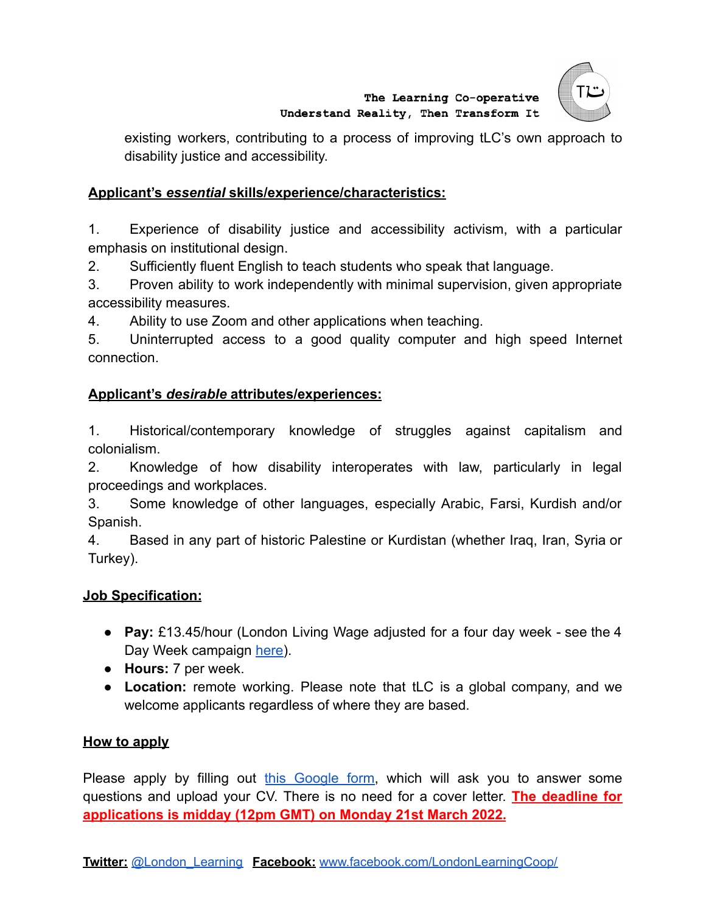existing workers, contributing to a process of improving tLC's own approach to disability justice and accessibility.

**Applicant's *essential* skills/experience/characteristics:**

1. Experience of disability justice and accessibility activism, with a particular emphasis on institutional design.
2. Sufficiently fluent English to teach students who speak that language.
3. Proven ability to work independently with minimal supervision, given appropriate accessibility measures.
4. Ability to use Zoom and other applications when teaching.
5. Uninterrupted access to a good quality computer and high speed Internet connection.

**Applicant's *desirable* attributes/experiences:**

1. Historical/contemporary knowledge of struggles against capitalism and colonialism.
2. Knowledge of how disability interoperates with law, particularly in legal proceedings and workplaces.
3. Some knowledge of other languages, especially Arabic, Farsi, Kurdish and/or Spanish.
4. Based in any part of historic Palestine or Kurdistan (whether Iraq, Iran, Syria or Turkey).

**Job Specification:**

- **Pay:** £13.45/hour (London Living Wage adjusted for a four day week - see the 4 Day Week campaign here).
- **Hours:** 7 per week.
- **Location:** remote working. Please note that tLC is a global company, and we welcome applicants regardless of where they are based.

**How to apply**

Please apply by filling out this Google form, which will ask you to answer some questions and upload your CV. There is no need for a cover letter. **The deadline for applications is midday (12pm GMT) on Monday 21st March 2022.**

**Twitter:** @London_Learning **Facebook:** www.facebook.com/LondonLearningCoop/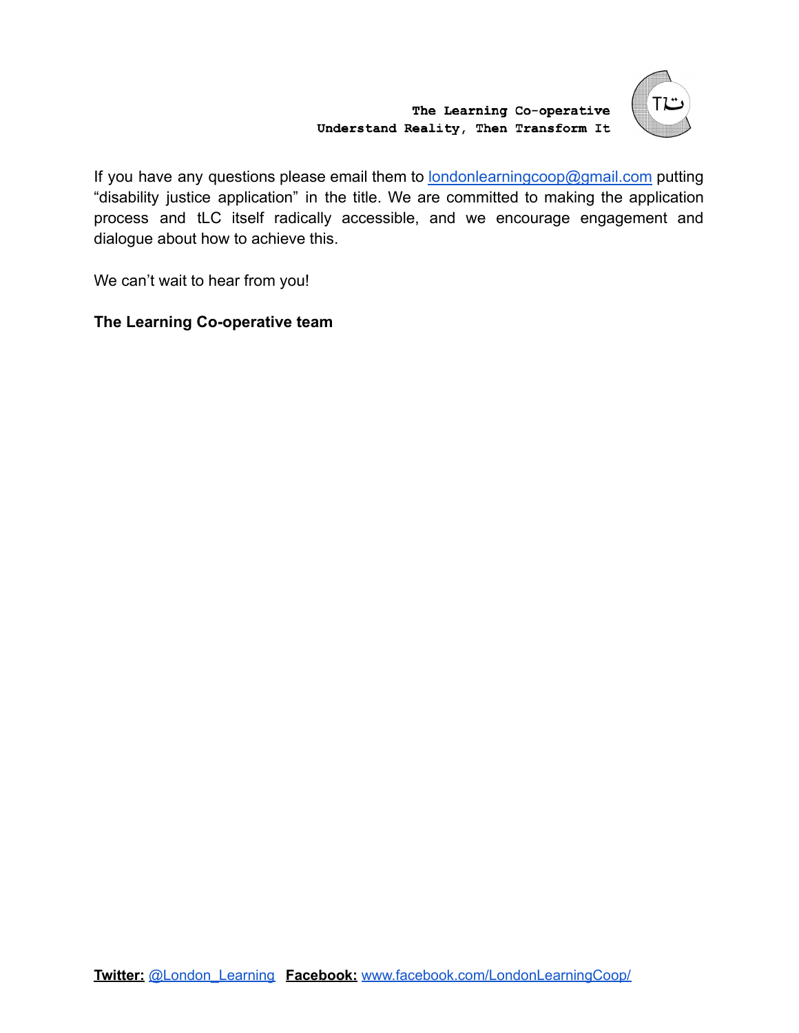If you have any questions please email them to londonlearningcoop@gmail.com putting "disability justice application" in the title. We are committed to making the application process and tLC itself radically accessible, and we encourage engagement and dialogue about how to achieve this.

We can't wait to hear from you!

**The Learning Co-operative team**